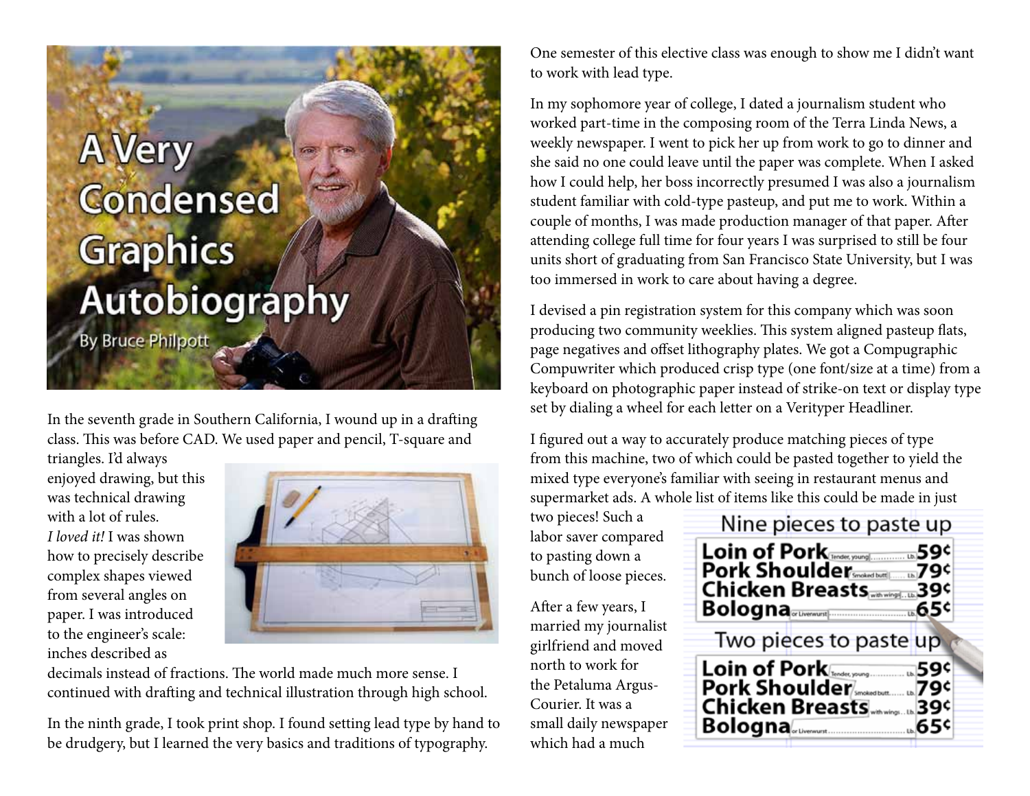# A Very Condensed Graphics Autobiography

By Bruce Philpott

In the seventh grade in Southern California, I wound up in a drafting class. This was before CAD. We used paper and pencil, T-square and triangles. I'd always enjoyed drawing, but this was technical drawing with a lot of rules. *I loved it!* I was shown how to precisely describe complex shapes viewed from several angles on paper. I was introduced to the engineer's scale: inches described as decimals instead of fractions. The world made much more sense. I continued with drafting and technical illustration through high school.

In the ninth grade, I took print shop. I found setting lead type by hand to be drudgery, but I learned the very basics and traditions of typography. One semester of this elective class was enough to show me I didn't want to work with lead type.

In my sophomore year of college, I dated a journalism student who worked part-time in the composing room of the Terra Linda News, a weekly newspaper. I went to pick her up from work to go to dinner and she said no one could leave until the paper was complete. When I asked how I could help, her boss incorrectly presumed I was also a journalism student familiar with cold-type pasteup, and put me to work. Within a couple of months, I was made production manager of that paper. After attending college full time for four years I was surprised to still be four units short of graduating from San Francisco State University, but I was too immersed in work to care about having a degree.

I devised a pin registration system for this company which was soon producing two community weeklies. This system aligned pasteup flats, page negatives and offset lithography plates. We got a Compugraphic Compuwriter which produced crisp type (one font/size at a time) from a keyboard on photographic paper instead of strike-on text or display type set by dialing a wheel for each letter on a Varityper Headliner.

I figured out a way to accurately produce matching pieces of type from this machine, two of which could be pasted together to yield the mixed type everyone's familiar with seeing in restaurant menus and supermarket ads. A whole list of items like this could be made in just two pieces! Such a labor saver compared to pasting down a bunch of loose pieces.

Nine pieces to paste up

| | | |
|---|---|---|
| **Loin of Pork** | Tender, young ............ Lb. | **59¢** |
| **Pork Shoulder** | Smoked butt ...... Lb. | **79¢** |
| **Chicken Breasts** | with wings ... Lb. | **39¢** |
| **Bologna** | or Liverwurst ............................ Lb. | **65¢** |

Two pieces to paste up

| | | |
|---|---|---|
| **Loin of Pork** | Tender, young ............ Lb. | **59¢** |
| **Pork Shoulder** | Smoked butt ...... Lb. | **79¢** |
| **Chicken Breasts** | with wings ... Lb. | **39¢** |
| **Bologna** | or Liverwurst ............................ Lb. | **65¢** |

After a few years, I married my journalist girlfriend and moved north to work for the Petaluma Argus-Courier. It was a small daily newspaper which had a much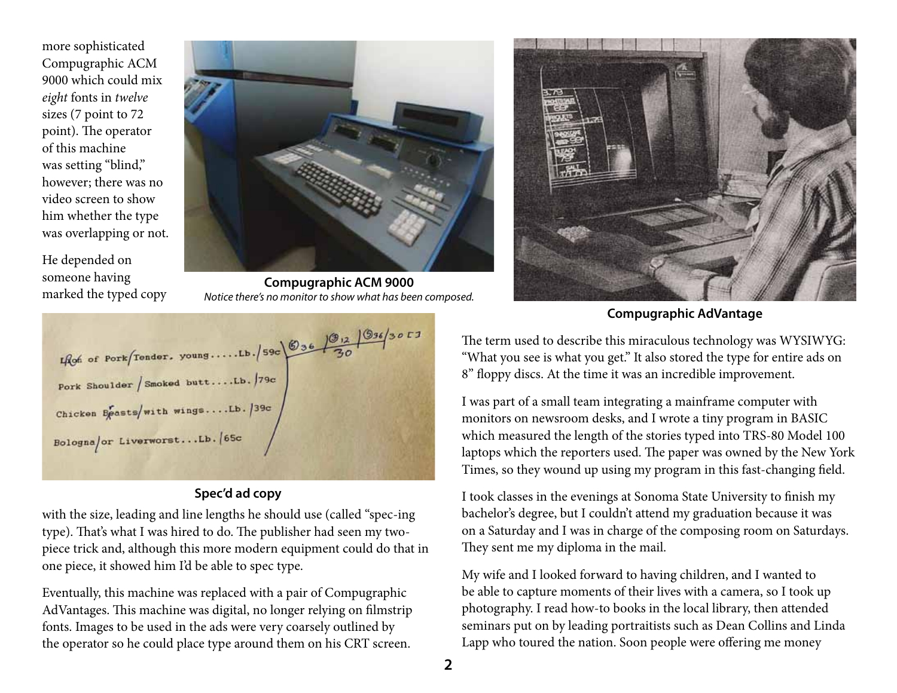more sophisticated Compugraphic ACM 9000 which could mix *eight* fonts in *twelve* sizes (7 point to 72 point). The operator of this machine was setting "blind," however; there was no video screen to show him whether the type was overlapping or not.

He depended on someone having marked the typed copy

**Compugraphic ACM 9000**
*Notice there's no monitor to show what has been composed.*

**Compugraphic AdVantage**

**Spec'd ad copy**

with the size, leading and line lengths he should use (called "spec-ing type). That's what I was hired to do. The publisher had seen my two-piece trick and, although this more modern equipment could do that in one piece, it showed him I'd be able to spec type.

Eventually, this machine was replaced with a pair of Compugraphic AdVantages. This machine was digital, no longer relying on filmstrip fonts. Images to be used in the ads were very coarsely outlined by the operator so he could place type around them on his CRT screen.

The term used to describe this miraculous technology was WYSIWYG: "What you see is what you get." It also stored the type for entire ads on 8" floppy discs. At the time it was an incredible improvement.

I was part of a small team integrating a mainframe computer with monitors on newsroom desks, and I wrote a tiny program in BASIC which measured the length of the stories typed into TRS-80 Model 100 laptops which the reporters used. The paper was owned by the New York Times, so they wound up using my program in this fast-changing field.

I took classes in the evenings at Sonoma State University to finish my bachelor's degree, but I couldn't attend my graduation because it was on a Saturday and I was in charge of the composing room on Saturdays. They sent me my diploma in the mail.

My wife and I looked forward to having children, and I wanted to be able to capture moments of their lives with a camera, so I took up photography. I read how-to books in the local library, then attended seminars put on by leading portraitists such as Dean Collins and Linda Lapp who toured the nation. Soon people were offering me money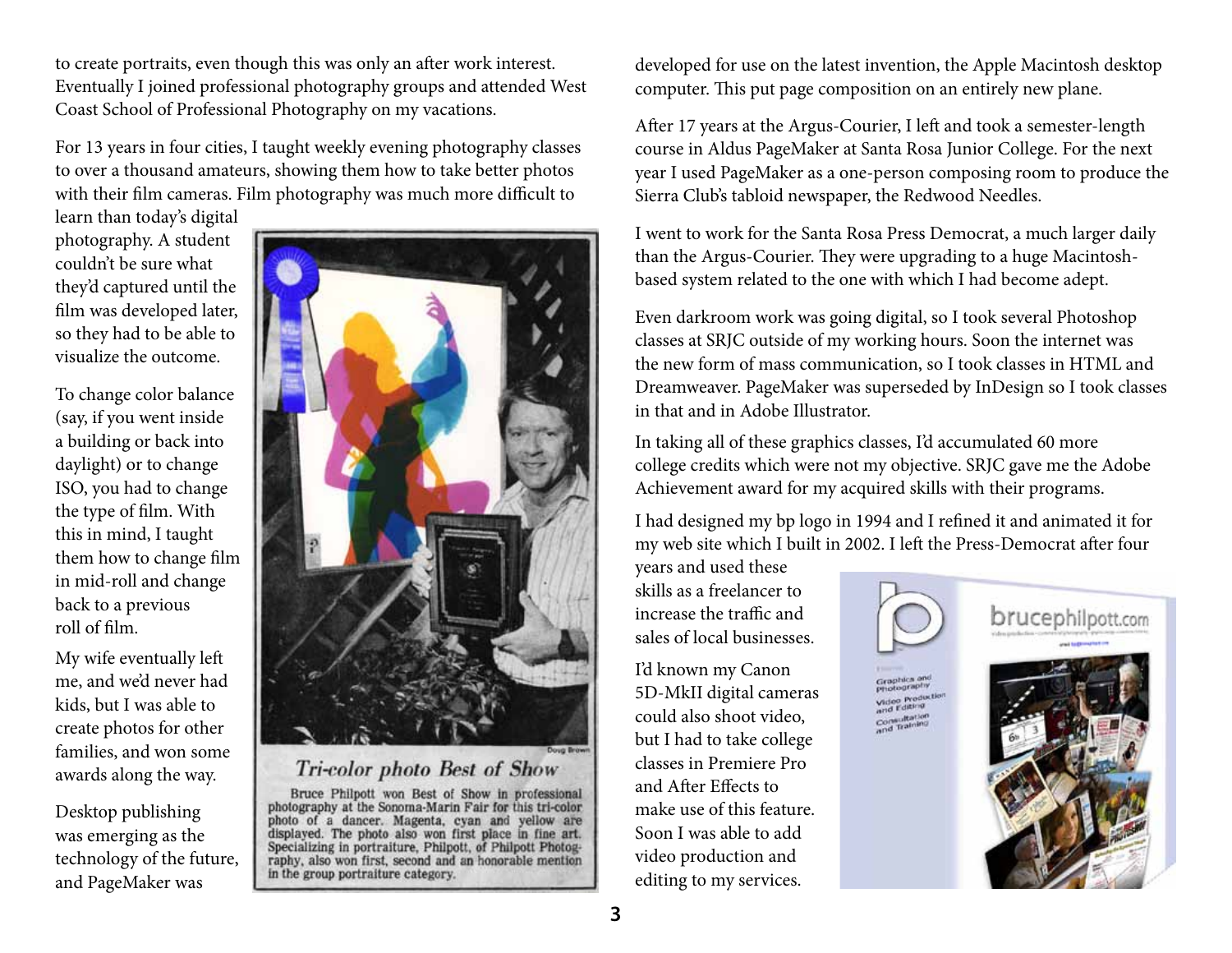to create portraits, even though this was only an after work interest. Eventually I joined professional photography groups and attended West Coast School of Professional Photography on my vacations.

For 13 years in four cities, I taught weekly evening photography classes to over a thousand amateurs, showing them how to take better photos with their film cameras. Film photography was much more difficult to learn than today's digital photography. A student couldn't be sure what they'd captured until the film was developed later, so they had to be able to visualize the outcome.

To change color balance (say, if you went inside a building or back into daylight) or to change ISO, you had to change the type of film. With this in mind, I taught them how to change film in mid-roll and change back to a previous roll of film.

My wife eventually left me, and we'd never had kids, but I was able to create photos for other families, and won some awards along the way.

*Tri-color photo Best of Show*

Bruce Philpott won Best of Show in professional photography at the Sonoma-Marin Fair for this tri-color photo of a dancer. Magenta, cyan and yellow are displayed. The photo also won first place in fine art. Specializing in portraiture, Philpott, of Philpott Photography, also won first, second and an honorable mention in the group portraiture category.

Desktop publishing was emerging as the technology of the future, and PageMaker was developed for use on the latest invention, the Apple Macintosh desktop computer. This put page composition on an entirely new plane.

After 17 years at the Argus-Courier, I left and took a semester-length course in Aldus PageMaker at Santa Rosa Junior College. For the next year I used PageMaker as a one-person composing room to produce the Sierra Club's tabloid newspaper, the Redwood Needles.

I went to work for the Santa Rosa Press Democrat, a much larger daily than the Argus-Courier. They were upgrading to a huge Macintosh-based system related to the one with which I had become adept.

Even darkroom work was going digital, so I took several Photoshop classes at SRJC outside of my working hours. Soon the internet was the new form of mass communication, so I took classes in HTML and Dreamweaver. PageMaker was superseded by InDesign so I took classes in that and in Adobe Illustrator.

In taking all of these graphics classes, I'd accumulated 60 more college credits which were not my objective. SRJC gave me the Adobe Achievement award for my acquired skills with their programs.

I had designed my bp logo in 1994 and I refined it and animated it for my web site which I built in 2002. I left the Press-Democrat after four years and used these skills as a freelancer to increase the traffic and sales of local businesses.

I'd known my Canon 5D-MkII digital cameras could also shoot video, but I had to take college classes in Premiere Pro and After Effects to make use of this feature. Soon I was able to add video production and editing to my services.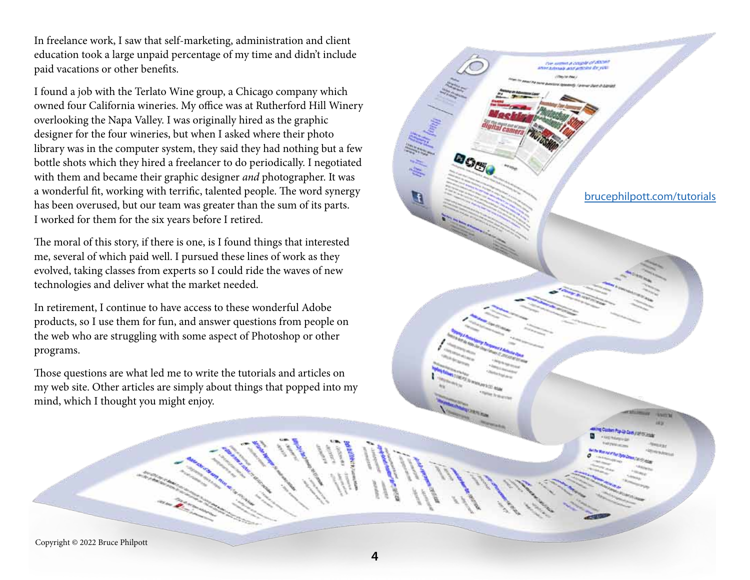In freelance work, I saw that self-marketing, administration and client education took a large unpaid percentage of my time and didn't include paid vacations or other benefits.

I found a job with the Terlato Wine group, a Chicago company which owned four California wineries. My office was at Rutherford Hill Winery overlooking the Napa Valley. I was originally hired as the graphic designer for the four wineries, but when I asked where their photo library was in the computer system, they said they had nothing but a few bottle shots which they hired a freelancer to do periodically. I negotiated with them and became their graphic designer *and* photographer. It was a wonderful fit, working with terrific, talented people. The word synergy has been overused, but our team was greater than the sum of its parts. I worked for them for the six years before I retired.

The moral of this story, if there is one, is I found things that interested me, several of which paid well. I pursued these lines of work as they evolved, taking classes from experts so I could ride the waves of new technologies and deliver what the market needed.

In retirement, I continue to have access to these wonderful Adobe products, so I use them for fun, and answer questions from people on the web who are struggling with some aspect of Photoshop or other programs.

Those questions are what led me to write the tutorials and articles on my web site. Other articles are simply about things that popped into my mind, which I thought you might enjoy.

brucephilpott.com/tutorials

Copyright © 2022 Bruce Philpott